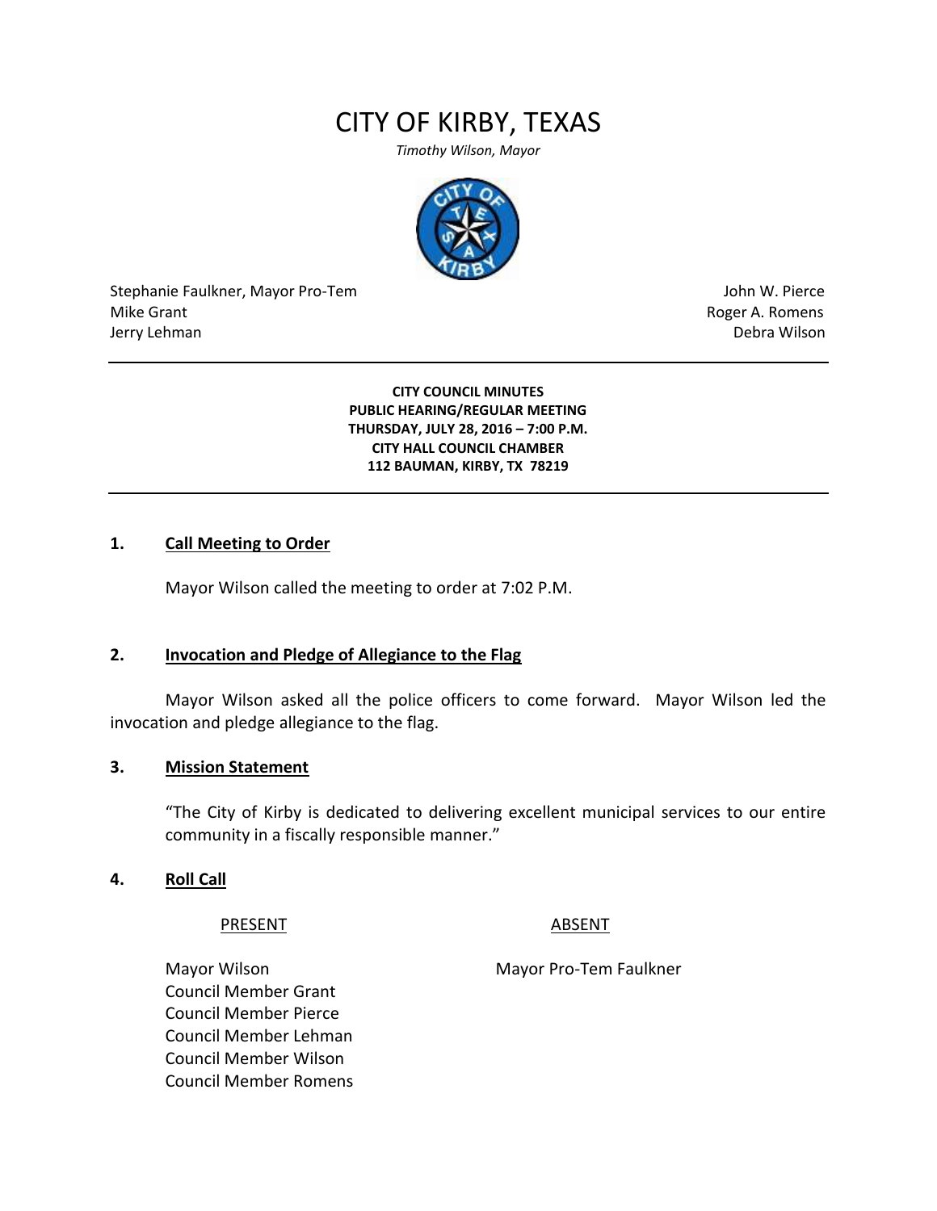# CITY OF KIRBY, TEXAS

*Timothy Wilson, Mayor*

Stephanie Faulkner, Mayor Pro-Tem
Mike Grant
Jerry Lehman
John W. Pierce
Roger A. Romens
Debra Wilson

---

**CITY COUNCIL MINUTES**
**PUBLIC HEARING/REGULAR MEETING**
**THURSDAY, JULY 28, 2016 – 7:00 P.M.**
**CITY HALL COUNCIL CHAMBER**
**112 BAUMAN, KIRBY, TX 78219**

---

## 1. Call Meeting to Order

Mayor Wilson called the meeting to order at 7:02 P.M.

## 2. Invocation and Pledge of Allegiance to the Flag

Mayor Wilson asked all the police officers to come forward. Mayor Wilson led the invocation and pledge allegiance to the flag.

## 3. Mission Statement

"The City of Kirby is dedicated to delivering excellent municipal services to our entire community in a fiscally responsible manner."

## 4. Roll Call

| PRESENT | ABSENT |
|---|---|
| Mayor Wilson | Mayor Pro-Tem Faulkner |
| Council Member Grant | |
| Council Member Pierce | |
| Council Member Lehman | |
| Council Member Wilson | |
| Council Member Romens | |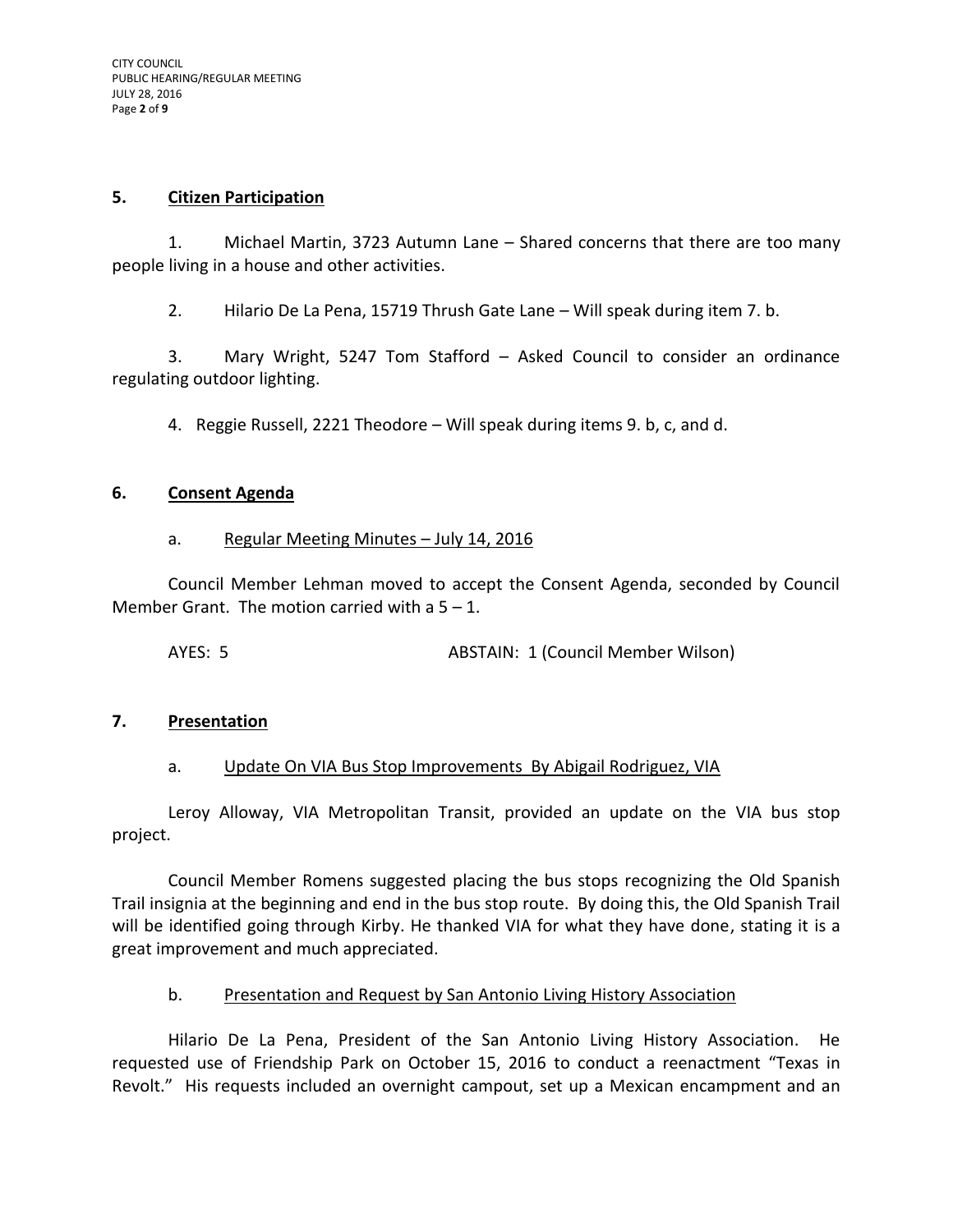## 5. Citizen Participation

1. Michael Martin, 3723 Autumn Lane – Shared concerns that there are too many people living in a house and other activities.

2. Hilario De La Pena, 15719 Thrush Gate Lane – Will speak during item 7. b.

3. Mary Wright, 5247 Tom Stafford – Asked Council to consider an ordinance regulating outdoor lighting.

4. Reggie Russell, 2221 Theodore – Will speak during items 9. b, c, and d.

## 6. Consent Agenda

### a. Regular Meeting Minutes – July 14, 2016

Council Member Lehman moved to accept the Consent Agenda, seconded by Council Member Grant. The motion carried with a 5 – 1.

AYES: 5 ABSTAIN: 1 (Council Member Wilson)

## 7. Presentation

### a. Update On VIA Bus Stop Improvements By Abigail Rodriguez, VIA

Leroy Alloway, VIA Metropolitan Transit, provided an update on the VIA bus stop project.

Council Member Romens suggested placing the bus stops recognizing the Old Spanish Trail insignia at the beginning and end in the bus stop route. By doing this, the Old Spanish Trail will be identified going through Kirby. He thanked VIA for what they have done, stating it is a great improvement and much appreciated.

### b. Presentation and Request by San Antonio Living History Association

Hilario De La Pena, President of the San Antonio Living History Association. He requested use of Friendship Park on October 15, 2016 to conduct a reenactment "Texas in Revolt." His requests included an overnight campout, set up a Mexican encampment and an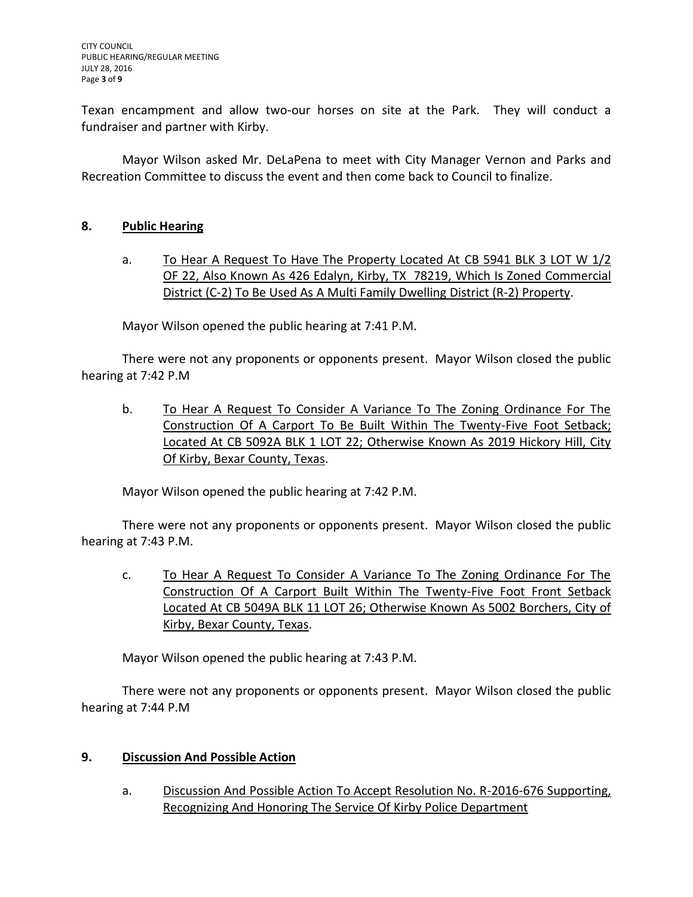Texan encampment and allow two-our horses on site at the Park. They will conduct a fundraiser and partner with Kirby.

Mayor Wilson asked Mr. DeLaPena to meet with City Manager Vernon and Parks and Recreation Committee to discuss the event and then come back to Council to finalize.

## 8. Public Hearing

a. To Hear A Request To Have The Property Located At CB 5941 BLK 3 LOT W 1/2 OF 22, Also Known As 426 Edalyn, Kirby, TX 78219, Which Is Zoned Commercial District (C-2) To Be Used As A Multi Family Dwelling District (R-2) Property.

Mayor Wilson opened the public hearing at 7:41 P.M.

There were not any proponents or opponents present. Mayor Wilson closed the public hearing at 7:42 P.M

b. To Hear A Request To Consider A Variance To The Zoning Ordinance For The Construction Of A Carport To Be Built Within The Twenty-Five Foot Setback; Located At CB 5092A BLK 1 LOT 22; Otherwise Known As 2019 Hickory Hill, City Of Kirby, Bexar County, Texas.

Mayor Wilson opened the public hearing at 7:42 P.M.

There were not any proponents or opponents present. Mayor Wilson closed the public hearing at 7:43 P.M.

c. To Hear A Request To Consider A Variance To The Zoning Ordinance For The Construction Of A Carport Built Within The Twenty-Five Foot Front Setback Located At CB 5049A BLK 11 LOT 26; Otherwise Known As 5002 Borchers, City of Kirby, Bexar County, Texas.

Mayor Wilson opened the public hearing at 7:43 P.M.

There were not any proponents or opponents present. Mayor Wilson closed the public hearing at 7:44 P.M

## 9. Discussion And Possible Action

a. Discussion And Possible Action To Accept Resolution No. R-2016-676 Supporting, Recognizing And Honoring The Service Of Kirby Police Department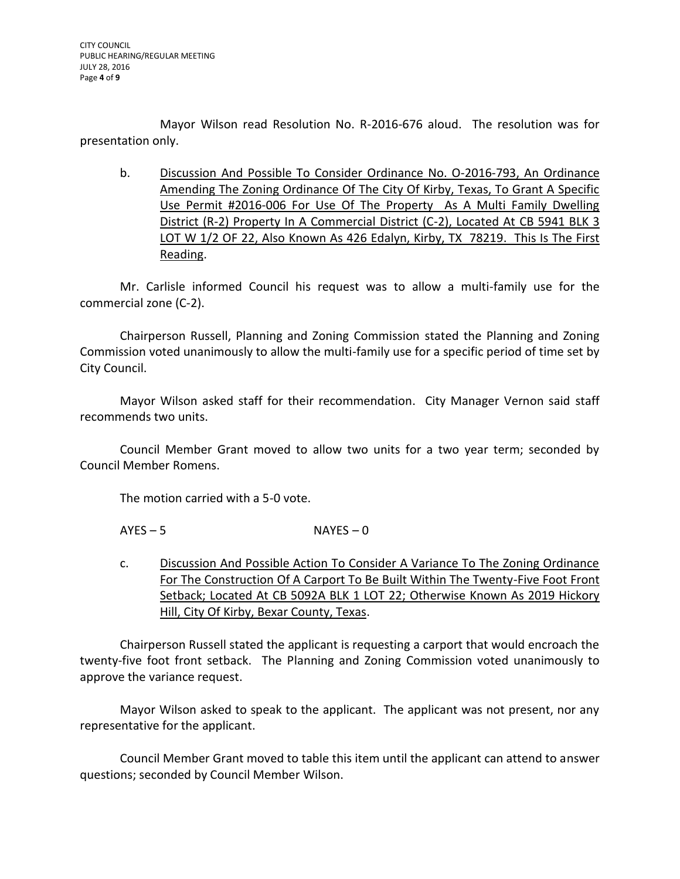Mayor Wilson read Resolution No. R-2016-676 aloud. The resolution was for presentation only.

b. Discussion And Possible To Consider Ordinance No. O-2016-793, An Ordinance Amending The Zoning Ordinance Of The City Of Kirby, Texas, To Grant A Specific Use Permit #2016-006 For Use Of The Property As A Multi Family Dwelling District (R-2) Property In A Commercial District (C-2), Located At CB 5941 BLK 3 LOT W 1/2 OF 22, Also Known As 426 Edalyn, Kirby, TX 78219. This Is The First Reading.

Mr. Carlisle informed Council his request was to allow a multi-family use for the commercial zone (C-2).

Chairperson Russell, Planning and Zoning Commission stated the Planning and Zoning Commission voted unanimously to allow the multi-family use for a specific period of time set by City Council.

Mayor Wilson asked staff for their recommendation. City Manager Vernon said staff recommends two units.

Council Member Grant moved to allow two units for a two year term; seconded by Council Member Romens.

The motion carried with a 5-0 vote.

AYES – 5 NAYES – 0

c. Discussion And Possible Action To Consider A Variance To The Zoning Ordinance For The Construction Of A Carport To Be Built Within The Twenty-Five Foot Front Setback; Located At CB 5092A BLK 1 LOT 22; Otherwise Known As 2019 Hickory Hill, City Of Kirby, Bexar County, Texas.

Chairperson Russell stated the applicant is requesting a carport that would encroach the twenty-five foot front setback. The Planning and Zoning Commission voted unanimously to approve the variance request.

Mayor Wilson asked to speak to the applicant. The applicant was not present, nor any representative for the applicant.

Council Member Grant moved to table this item until the applicant can attend to answer questions; seconded by Council Member Wilson.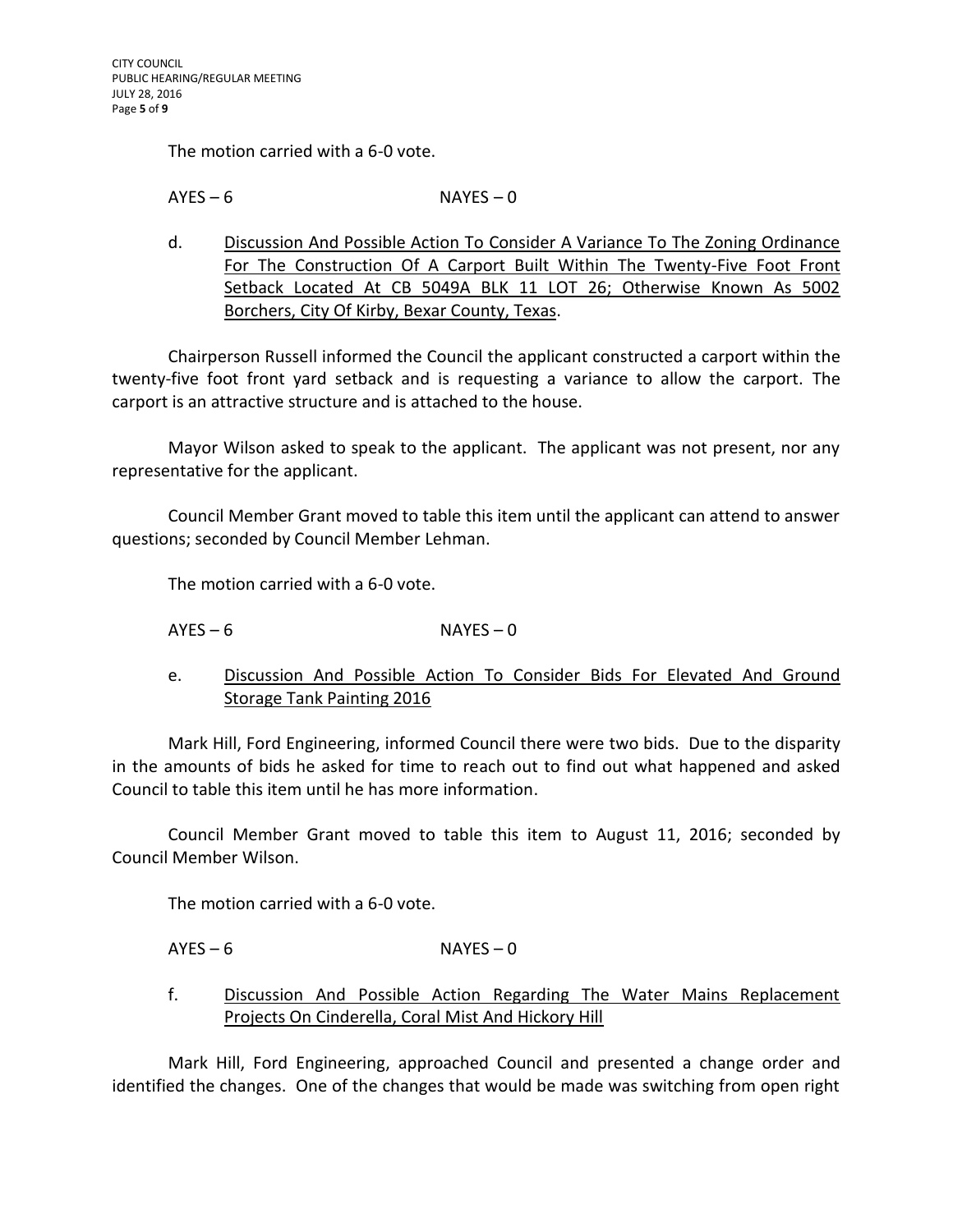The motion carried with a 6-0 vote.

AYES – 6 NAYES – 0

d. <u>Discussion And Possible Action To Consider A Variance To The Zoning Ordinance For The Construction Of A Carport Built Within The Twenty-Five Foot Front Setback Located At CB 5049A BLK 11 LOT 26; Otherwise Known As 5002 Borchers, City Of Kirby, Bexar County, Texas</u>.

Chairperson Russell informed the Council the applicant constructed a carport within the twenty-five foot front yard setback and is requesting a variance to allow the carport. The carport is an attractive structure and is attached to the house.

Mayor Wilson asked to speak to the applicant. The applicant was not present, nor any representative for the applicant.

Council Member Grant moved to table this item until the applicant can attend to answer questions; seconded by Council Member Lehman.

The motion carried with a 6-0 vote.

AYES – 6 NAYES – 0

e. <u>Discussion And Possible Action To Consider Bids For Elevated And Ground Storage Tank Painting 2016</u>

Mark Hill, Ford Engineering, informed Council there were two bids. Due to the disparity in the amounts of bids he asked for time to reach out to find out what happened and asked Council to table this item until he has more information.

Council Member Grant moved to table this item to August 11, 2016; seconded by Council Member Wilson.

The motion carried with a 6-0 vote.

AYES – 6 NAYES – 0

f. <u>Discussion And Possible Action Regarding The Water Mains Replacement Projects On Cinderella, Coral Mist And Hickory Hill</u>

Mark Hill, Ford Engineering, approached Council and presented a change order and identified the changes. One of the changes that would be made was switching from open right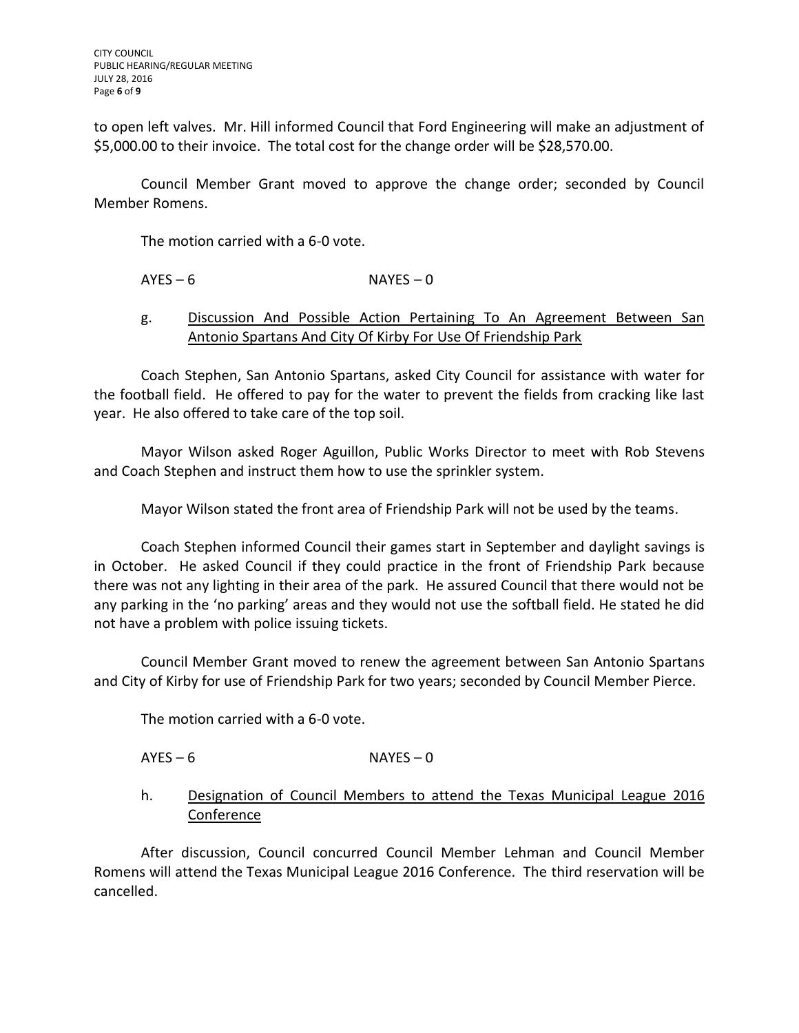to open left valves. Mr. Hill informed Council that Ford Engineering will make an adjustment of $5,000.00 to their invoice. The total cost for the change order will be $28,570.00.

Council Member Grant moved to approve the change order; seconded by Council Member Romens.

The motion carried with a 6-0 vote.

AYES – 6 NAYES – 0

g. <u>Discussion And Possible Action Pertaining To An Agreement Between San Antonio Spartans And City Of Kirby For Use Of Friendship Park</u>

Coach Stephen, San Antonio Spartans, asked City Council for assistance with water for the football field. He offered to pay for the water to prevent the fields from cracking like last year. He also offered to take care of the top soil.

Mayor Wilson asked Roger Aguillon, Public Works Director to meet with Rob Stevens and Coach Stephen and instruct them how to use the sprinkler system.

Mayor Wilson stated the front area of Friendship Park will not be used by the teams.

Coach Stephen informed Council their games start in September and daylight savings is in October. He asked Council if they could practice in the front of Friendship Park because there was not any lighting in their area of the park. He assured Council that there would not be any parking in the 'no parking' areas and they would not use the softball field. He stated he did not have a problem with police issuing tickets.

Council Member Grant moved to renew the agreement between San Antonio Spartans and City of Kirby for use of Friendship Park for two years; seconded by Council Member Pierce.

The motion carried with a 6-0 vote.

AYES – 6 NAYES – 0

h. <u>Designation of Council Members to attend the Texas Municipal League 2016 Conference</u>

After discussion, Council concurred Council Member Lehman and Council Member Romens will attend the Texas Municipal League 2016 Conference. The third reservation will be cancelled.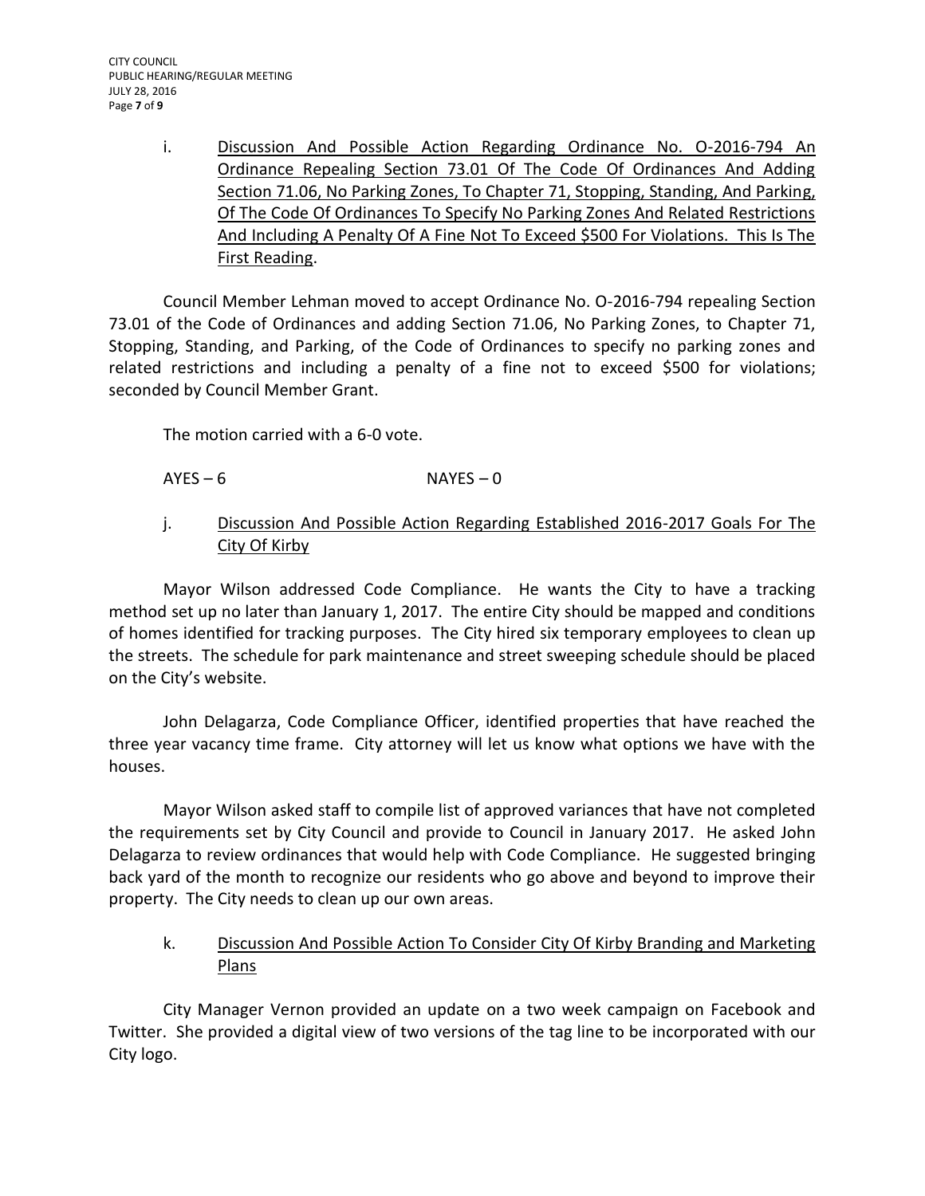i. <u>Discussion And Possible Action Regarding Ordinance No. O-2016-794 An Ordinance Repealing Section 73.01 Of The Code Of Ordinances And Adding Section 71.06, No Parking Zones, To Chapter 71, Stopping, Standing, And Parking, Of The Code Of Ordinances To Specify No Parking Zones And Related Restrictions And Including A Penalty Of A Fine Not To Exceed $500 For Violations. This Is The First Reading</u>.

Council Member Lehman moved to accept Ordinance No. O-2016-794 repealing Section 73.01 of the Code of Ordinances and adding Section 71.06, No Parking Zones, to Chapter 71, Stopping, Standing, and Parking, of the Code of Ordinances to specify no parking zones and related restrictions and including a penalty of a fine not to exceed $500 for violations; seconded by Council Member Grant.

The motion carried with a 6-0 vote.

AYES – 6 NAYES – 0

j. <u>Discussion And Possible Action Regarding Established 2016-2017 Goals For The City Of Kirby</u>

Mayor Wilson addressed Code Compliance. He wants the City to have a tracking method set up no later than January 1, 2017. The entire City should be mapped and conditions of homes identified for tracking purposes. The City hired six temporary employees to clean up the streets. The schedule for park maintenance and street sweeping schedule should be placed on the City's website.

John Delagarza, Code Compliance Officer, identified properties that have reached the three year vacancy time frame. City attorney will let us know what options we have with the houses.

Mayor Wilson asked staff to compile list of approved variances that have not completed the requirements set by City Council and provide to Council in January 2017. He asked John Delagarza to review ordinances that would help with Code Compliance. He suggested bringing back yard of the month to recognize our residents who go above and beyond to improve their property. The City needs to clean up our own areas.

k. <u>Discussion And Possible Action To Consider City Of Kirby Branding and Marketing Plans</u>

City Manager Vernon provided an update on a two week campaign on Facebook and Twitter. She provided a digital view of two versions of the tag line to be incorporated with our City logo.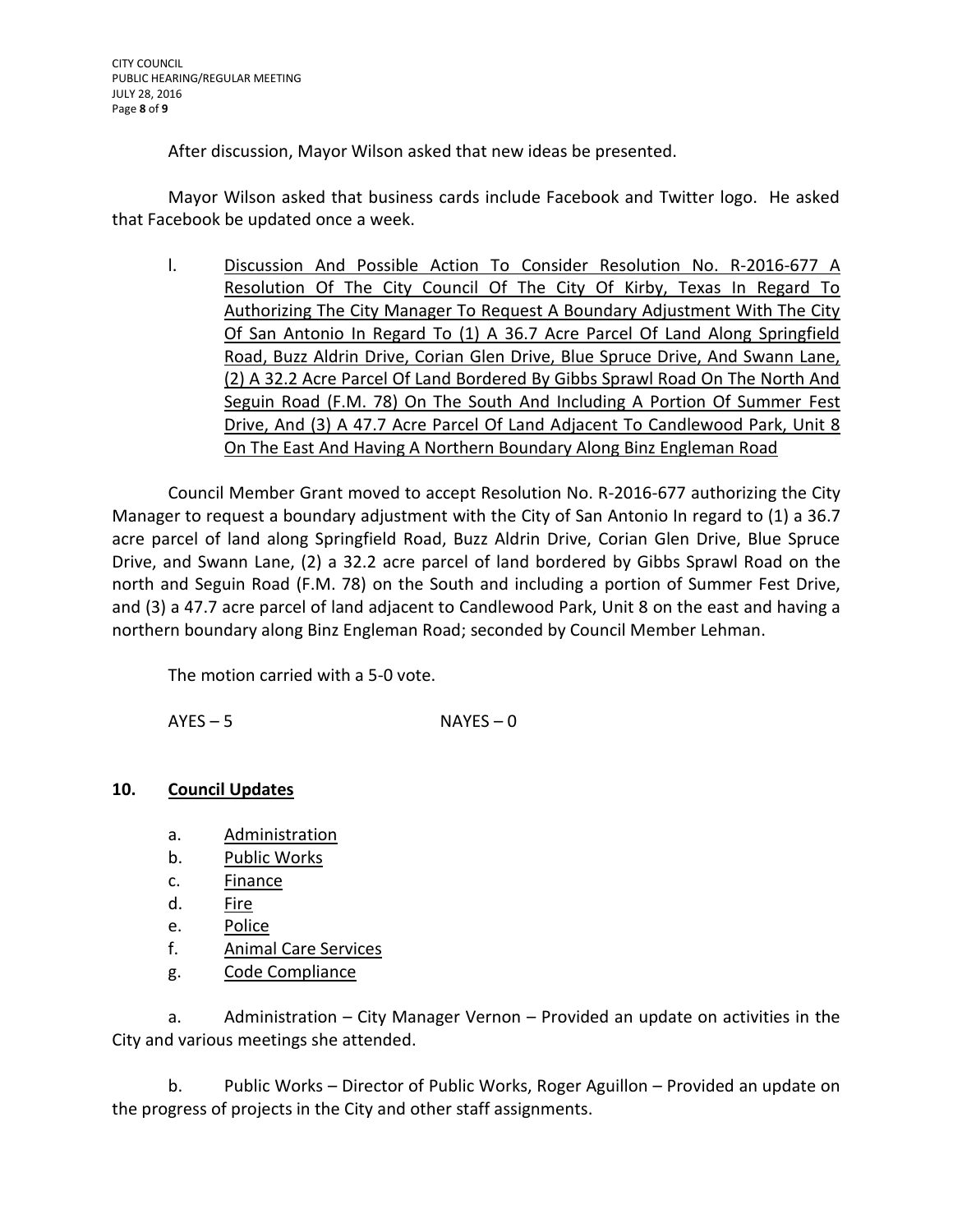After discussion, Mayor Wilson asked that new ideas be presented.

Mayor Wilson asked that business cards include Facebook and Twitter logo. He asked that Facebook be updated once a week.

l. <u>Discussion And Possible Action To Consider Resolution No. R-2016-677 A Resolution Of The City Council Of The City Of Kirby, Texas In Regard To Authorizing The City Manager To Request A Boundary Adjustment With The City Of San Antonio In Regard To (1) A 36.7 Acre Parcel Of Land Along Springfield Road, Buzz Aldrin Drive, Corian Glen Drive, Blue Spruce Drive, And Swann Lane, (2) A 32.2 Acre Parcel Of Land Bordered By Gibbs Sprawl Road On The North And Seguin Road (F.M. 78) On The South And Including A Portion Of Summer Fest Drive, And (3) A 47.7 Acre Parcel Of Land Adjacent To Candlewood Park, Unit 8 On The East And Having A Northern Boundary Along Binz Engleman Road</u>

Council Member Grant moved to accept Resolution No. R-2016-677 authorizing the City Manager to request a boundary adjustment with the City of San Antonio In regard to (1) a 36.7 acre parcel of land along Springfield Road, Buzz Aldrin Drive, Corian Glen Drive, Blue Spruce Drive, and Swann Lane, (2) a 32.2 acre parcel of land bordered by Gibbs Sprawl Road on the north and Seguin Road (F.M. 78) on the South and including a portion of Summer Fest Drive, and (3) a 47.7 acre parcel of land adjacent to Candlewood Park, Unit 8 on the east and having a northern boundary along Binz Engleman Road; seconded by Council Member Lehman.

The motion carried with a 5-0 vote.

AYES – 5 NAYES – 0

## 10. <u>Council Updates</u>

a. <u>Administration</u>
b. <u>Public Works</u>
c. <u>Finance</u>
d. <u>Fire</u>
e. <u>Police</u>
f. <u>Animal Care Services</u>
g. <u>Code Compliance</u>

a. Administration – City Manager Vernon – Provided an update on activities in the City and various meetings she attended.

b. Public Works – Director of Public Works, Roger Aguillon – Provided an update on the progress of projects in the City and other staff assignments.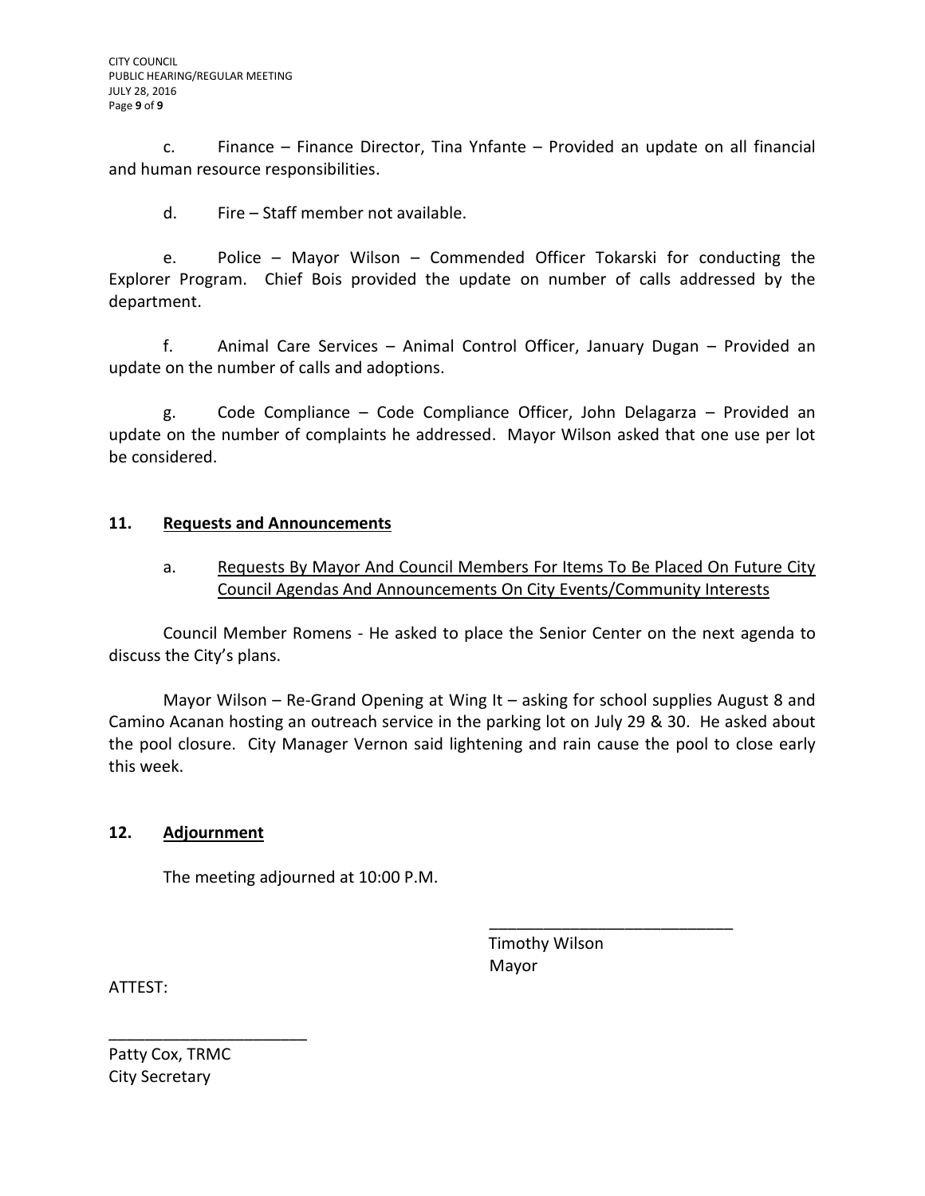c. Finance – Finance Director, Tina Ynfante – Provided an update on all financial and human resource responsibilities.

d. Fire – Staff member not available.

e. Police – Mayor Wilson – Commended Officer Tokarski for conducting the Explorer Program. Chief Bois provided the update on number of calls addressed by the department.

f. Animal Care Services – Animal Control Officer, January Dugan – Provided an update on the number of calls and adoptions.

g. Code Compliance – Code Compliance Officer, John Delagarza – Provided an update on the number of complaints he addressed. Mayor Wilson asked that one use per lot be considered.

## 11. Requests and Announcements

a. Requests By Mayor And Council Members For Items To Be Placed On Future City Council Agendas And Announcements On City Events/Community Interests

Council Member Romens - He asked to place the Senior Center on the next agenda to discuss the City's plans.

Mayor Wilson – Re-Grand Opening at Wing It – asking for school supplies August 8 and Camino Acanan hosting an outreach service in the parking lot on July 29 & 30. He asked about the pool closure. City Manager Vernon said lightening and rain cause the pool to close early this week.

## 12. Adjournment

The meeting adjourned at 10:00 P.M.

___________________________
Timothy Wilson
Mayor

ATTEST:

______________________
Patty Cox, TRMC
City Secretary